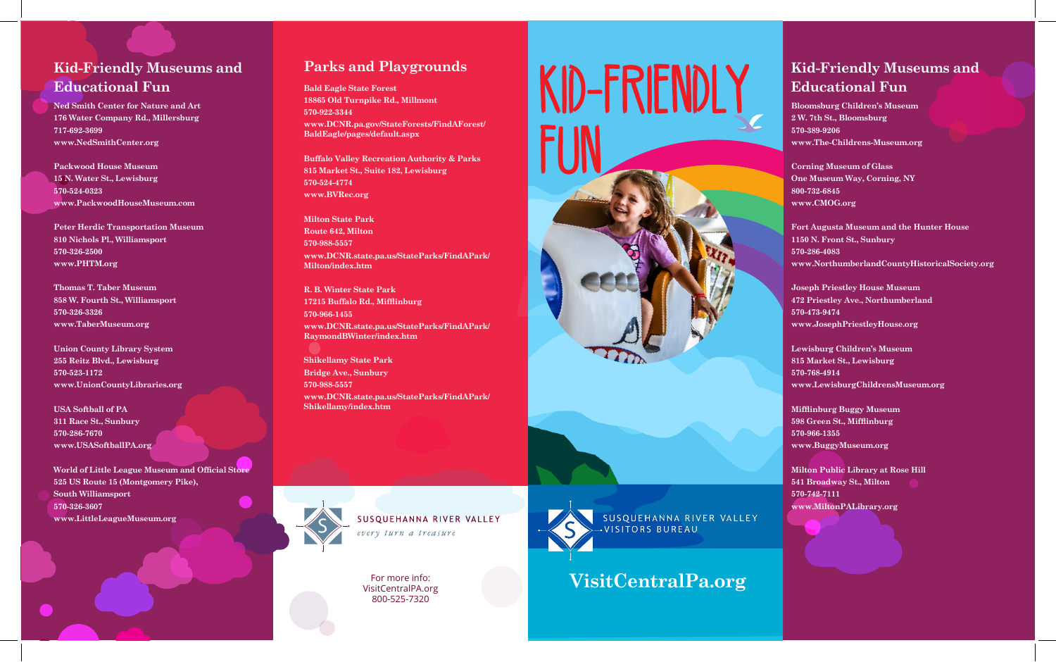## Kid-Friendly Museums and Educational Fun

**Ned Smith Center for Nature and Art**
**176 Water Company Rd., Millersburg**
**717-692-3699**
**www.NedSmithCenter.org**

**Packwood House Museum**
**15 N. Water St., Lewisburg**
**570-524-0323**
**www.PackwoodHouseMuseum.com**

**Peter Herdic Transportation Museum**
**810 Nichols Pl., Williamsport**
**570-326-2500**
**www.PHTM.org**

**Thomas T. Taber Museum**
**858 W. Fourth St., Williamsport**
**570-326-3326**
**www.TaberMuseum.org**

**Union County Library System**
**255 Reitz Blvd., Lewisburg**
**570-523-1172**
**www.UnionCountyLibraries.org**

**USA Softball of PA**
**311 Race St., Sunbury**
**570-286-7670**
**www.USASoftballPA.org**

**World of Little League Museum and Official Store**
**525 US Route 15 (Montgomery Pike), South Williamsport**
**570-326-3607**
**www.LittleLeagueMuseum.org**

## Parks and Playgrounds

**Bald Eagle State Forest**
**18865 Old Turnpike Rd., Millmont**
**570-922-3344**
**www.DCNR.pa.gov/StateForests/FindAForest/BaldEagle/pages/default.aspx**

**Buffalo Valley Recreation Authority & Parks**
**815 Market St., Suite 182, Lewisburg**
**570-524-4774**
**www.BVRec.org**

**Milton State Park**
**Route 642, Milton**
**570-988-5557**
**www.DCNR.state.pa.us/StateParks/FindAPark/Milton/index.htm**

**R. B. Winter State Park**
**17215 Buffalo Rd., Mifflinburg**
**570-966-1455**
**www.DCNR.state.pa.us/StateParks/FindAPark/RaymondBWinter/index.htm**

**Shikellamy State Park**
**Bridge Ave., Sunbury**
**570-988-5557**
**www.DCNR.state.pa.us/StateParks/FindAPark/Shikellamy/index.htm**

SUSQUEHANNA RIVER VALLEY
*every turn a treasure*

For more info:
VisitCentralPA.org
800-525-7320

# KID-FRIENDLY FUN

SUSQUEHANNA RIVER VALLEY
VISITORS BUREAU

**VisitCentralPa.org**

## Kid-Friendly Museums and Educational Fun

**Bloomsburg Children's Museum**
**2 W. 7th St., Bloomsburg**
**570-389-9206**
**www.The-Childrens-Museum.org**

**Corning Museum of Glass**
**One Museum Way, Corning, NY**
**800-732-6845**
**www.CMOG.org**

**Fort Augusta Museum and the Hunter House**
**1150 N. Front St., Sunbury**
**570-286-4083**
**www.NorthumberlandCountyHistoricalSociety.org**

**Joseph Priestley House Museum**
**472 Priestley Ave., Northumberland**
**570-473-9474**
**www.JosephPriestleyHouse.org**

**Lewisburg Children's Museum**
**815 Market St., Lewisburg**
**570-768-4914**
**www.LewisburgChildrensMuseum.org**

**Mifflinburg Buggy Museum**
**598 Green St., Mifflinburg**
**570-966-1355**
**www.BuggyMuseum.org**

**Milton Public Library at Rose Hill**
**541 Broadway St., Milton**
**570-742-7111**
**www.MiltonPALibrary.org**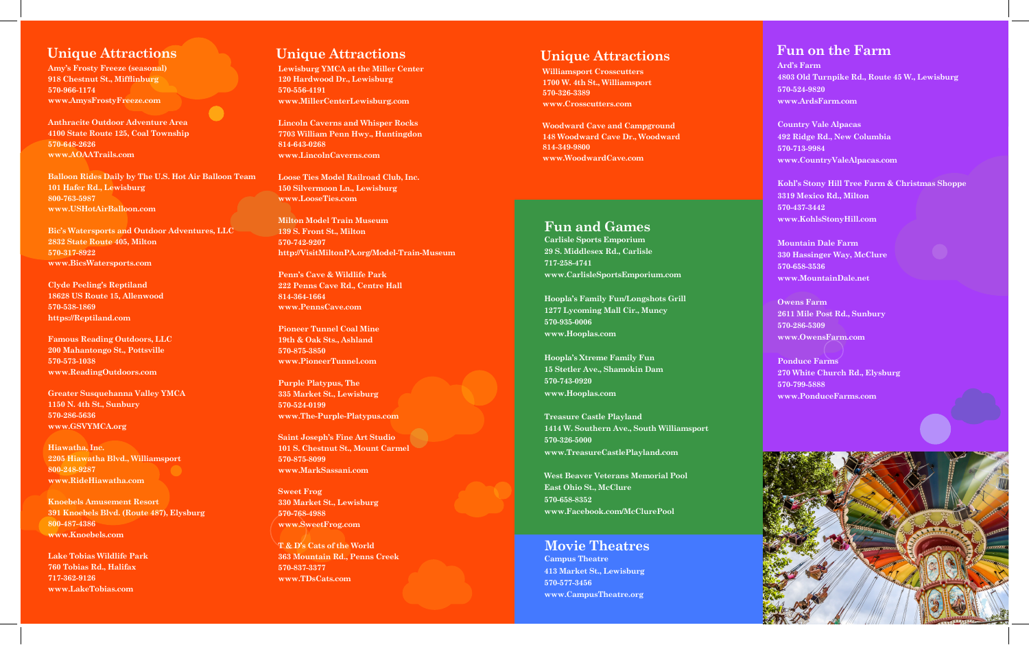## Unique Attractions

**Amy's Frosty Freeze (seasonal)**
918 Chestnut St., Mifflinburg
570-966-1174
www.AmysFrostyFreeze.com

**Anthracite Outdoor Adventure Area**
4100 State Route 125, Coal Township
570-648-2626
www.AOAATrails.com

**Balloon Rides Daily by The U.S. Hot Air Balloon Team**
101 Hafer Rd., Lewisburg
800-763-5987
www.USHotAirBalloon.com

**Bic's Watersports and Outdoor Adventures, LLC**
2832 State Route 405, Milton
570-317-8922
www.BicsWatersports.com

**Clyde Peeling's Reptiland**
18628 US Route 15, Allenwood
570-538-1869
https://Reptiland.com

**Famous Reading Outdoors, LLC**
200 Mahantongo St., Pottsville
570-573-1038
www.ReadingOutdoors.com

**Greater Susquehanna Valley YMCA**
1150 N. 4th St., Sunbury
570-286-5636
www.GSVYMCA.org

**Hiawatha, Inc.**
2205 Hiawatha Blvd., Williamsport
800-248-9287
www.RideHiawatha.com

**Knoebels Amusement Resort**
391 Knoebels Blvd. (Route 487), Elysburg
800-487-4386
www.Knoebels.com

**Lake Tobias Wildlife Park**
760 Tobias Rd., Halifax
717-362-9126
www.LakeTobias.com

## Unique Attractions

**Lewisburg YMCA at the Miller Center**
120 Hardwood Dr., Lewisburg
570-556-4191
www.MillerCenterLewisburg.com

**Lincoln Caverns and Whisper Rocks**
7703 William Penn Hwy., Huntingdon
814-643-0268
www.LincolnCaverns.com

**Loose Ties Model Railroad Club, Inc.**
150 Silvermoon Ln., Lewisburg
www.LooseTies.com

**Milton Model Train Museum**
139 S. Front St., Milton
570-742-9207
http://VisitMiltonPA.org/Model-Train-Museum

**Penn's Cave & Wildlife Park**
222 Penns Cave Rd., Centre Hall
814-364-1664
www.PennsCave.com

**Pioneer Tunnel Coal Mine**
19th & Oak Sts., Ashland
570-875-3850
www.PioneerTunnel.com

**Purple Platypus, The**
335 Market St., Lewisburg
570-524-0199
www.The-Purple-Platypus.com

**Saint Joseph's Fine Art Studio**
101 S. Chestnut St., Mount Carmel
570-875-8099
www.MarkSassani.com

**Sweet Frog**
330 Market St., Lewisburg
570-768-4988
www.SweetFrog.com

**T & D's Cats of the World**
363 Mountain Rd., Penns Creek
570-837-3377
www.TDsCats.com

## Unique Attractions

**Williamsport Crosscutters**
1700 W. 4th St., Williamsport
570-326-3389
www.Crosscutters.com

**Woodward Cave and Campground**
148 Woodward Cave Dr., Woodward
814-349-9800
www.WoodwardCave.com

## Fun and Games

**Carlisle Sports Emporium**
29 S. Middlesex Rd., Carlisle
717-258-4741
www.CarlisleSportsEmporium.com

**Hoopla's Family Fun/Longshots Grill**
1277 Lycoming Mall Cir., Muncy
570-935-0006
www.Hooplas.com

**Hoopla's Xtreme Family Fun**
15 Stetler Ave., Shamokin Dam
570-743-0920
www.Hooplas.com

**Treasure Castle Playland**
1414 W. Southern Ave., South Williamsport
570-326-5000
www.TreasureCastlePlayland.com

**West Beaver Veterans Memorial Pool**
East Ohio St., McClure
570-658-8352
www.Facebook.com/McClurePool

## Movie Theatres

**Campus Theatre**
413 Market St., Lewisburg
570-577-3456
www.CampusTheatre.org

## Fun on the Farm

**Ard's Farm**
4803 Old Turnpike Rd., Route 45 W., Lewisburg
570-524-9820
www.ArdsFarm.com

**Country Vale Alpacas**
492 Ridge Rd., New Columbia
570-713-9984
www.CountryValeAlpacas.com

**Kohl's Stony Hill Tree Farm & Christmas Shoppe**
3319 Mexico Rd., Milton
570-437-3442
www.KohlsStonyHill.com

**Mountain Dale Farm**
330 Hassinger Way, McClure
570-658-3536
www.MountainDale.net

**Owens Farm**
2611 Mile Post Rd., Sunbury
570-286-5309
www.OwensFarm.com

**Ponduce Farms**
270 White Church Rd., Elysburg
570-799-5888
www.PonduceFarms.com